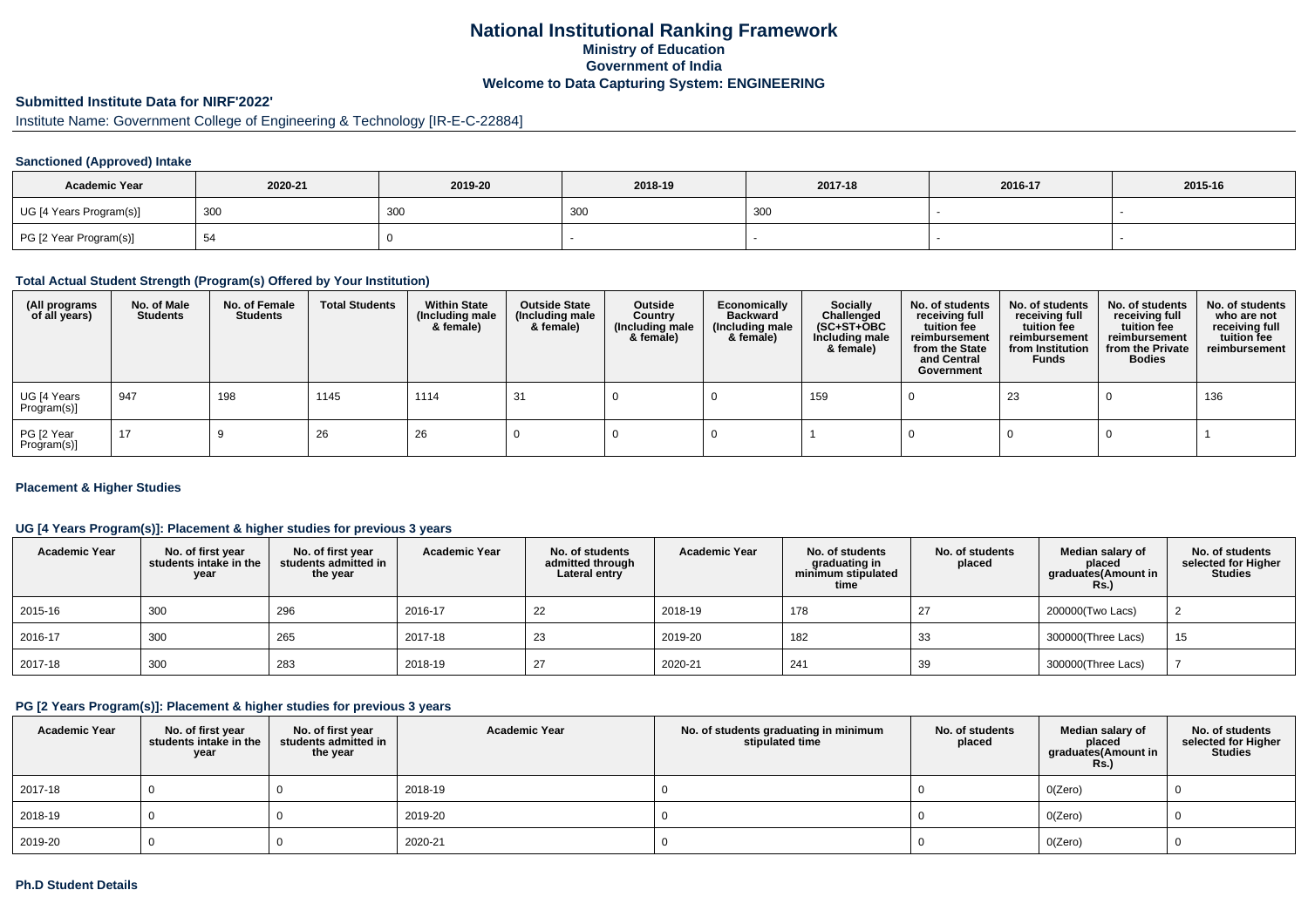# National Institutional Ranking Framework
## Ministry of Education
## Government of India
## Welcome to Data Capturing System: ENGINEERING

### Submitted Institute Data for NIRF'2022'

Institute Name: Government College of Engineering & Technology [IR-E-C-22884]

#### Sanctioned (Approved) Intake

| Academic Year | 2020-21 | 2019-20 | 2018-19 | 2017-18 | 2016-17 | 2015-16 |
|---|---|---|---|---|---|---|
| UG [4 Years Program(s)] | 300 | 300 | 300 | 300 | - | - |
| PG [2 Year Program(s)] | 54 | 0 | - | - | - | - |

#### Total Actual Student Strength (Program(s) Offered by Your Institution)

| (All programs of all years) | No. of Male Students | No. of Female Students | Total Students | Within State (Including male & female) | Outside State (Including male & female) | Outside Country (Including male & female) | Economically Backward (Including male & female) | Socially Challenged (SC+ST+OBC Including male & female) | No. of students receiving full tuition fee reimbursement from the State and Central Government | No. of students receiving full tuition fee reimbursement from Institution Funds | No. of students receiving full tuition fee reimbursement from the Private Bodies | No. of students who are not receiving full tuition fee reimbursement |
|---|---|---|---|---|---|---|---|---|---|---|---|---|
| UG [4 Years Program(s)] | 947 | 198 | 1145 | 1114 | 31 | 0 | 0 | 159 | 0 | 23 | 0 | 136 |
| PG [2 Year Program(s)] | 17 | 9 | 26 | 26 | 0 | 0 | 0 | 1 | 0 | 0 | 0 | 1 |

#### Placement & Higher Studies

#### UG [4 Years Program(s)]: Placement & higher studies for previous 3 years

| Academic Year | No. of first year students intake in the year | No. of first year students admitted in the year | Academic Year | No. of students admitted through Lateral entry | Academic Year | No. of students graduating in minimum stipulated time | No. of students placed | Median salary of placed graduates(Amount in Rs.) | No. of students selected for Higher Studies |
|---|---|---|---|---|---|---|---|---|---|
| 2015-16 | 300 | 296 | 2016-17 | 22 | 2018-19 | 178 | 27 | 200000(Two Lacs) | 2 |
| 2016-17 | 300 | 265 | 2017-18 | 23 | 2019-20 | 182 | 33 | 300000(Three Lacs) | 15 |
| 2017-18 | 300 | 283 | 2018-19 | 27 | 2020-21 | 241 | 39 | 300000(Three Lacs) | 7 |

#### PG [2 Years Program(s)]: Placement & higher studies for previous 3 years

| Academic Year | No. of first year students intake in the year | No. of first year students admitted in the year | Academic Year | No. of students graduating in minimum stipulated time | No. of students placed | Median salary of placed graduates(Amount in Rs.) | No. of students selected for Higher Studies |
|---|---|---|---|---|---|---|---|
| 2017-18 | 0 | 0 | 2018-19 | 0 | 0 | 0(Zero) | 0 |
| 2018-19 | 0 | 0 | 2019-20 | 0 | 0 | 0(Zero) | 0 |
| 2019-20 | 0 | 0 | 2020-21 | 0 | 0 | 0(Zero) | 0 |

#### Ph.D Student Details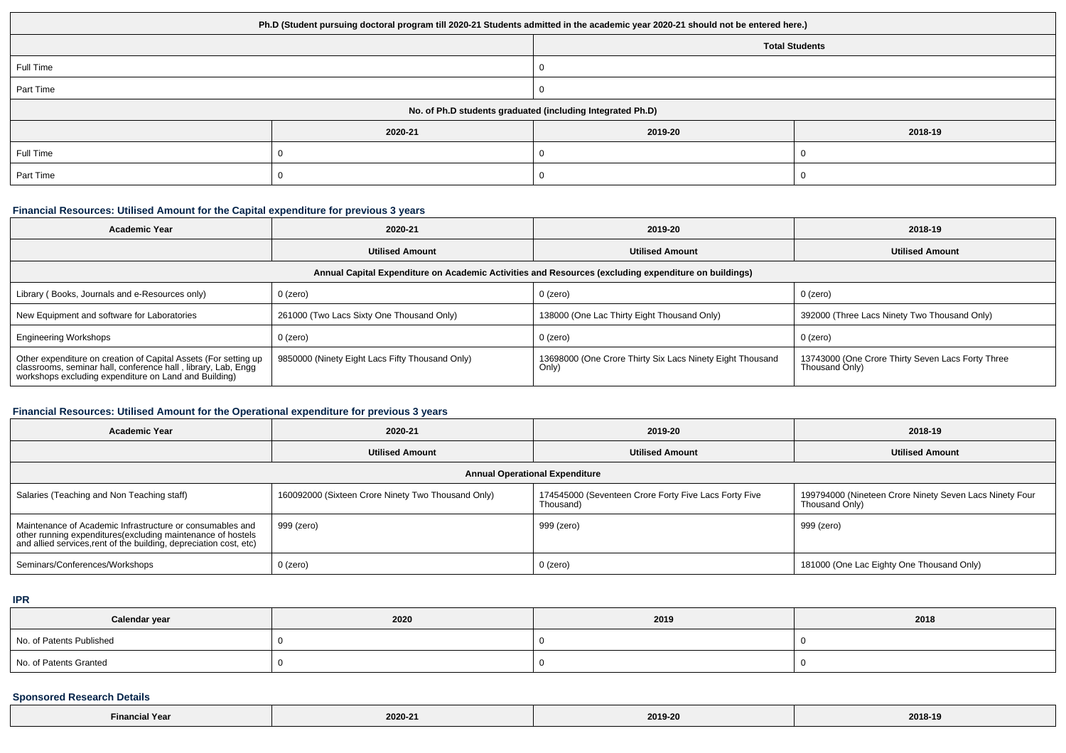| Ph.D (Student pursuing doctoral program till 2020-21 Students admitted in the academic year 2020-21 should not be entered here.) | | | |
|---|---|---|---|
| | | Total Students | |
| Full Time | | 0 | |
| Part Time | | 0 | |
| No. of Ph.D students graduated (including Integrated Ph.D) | | | |
| | 2020-21 | 2019-20 | 2018-19 |
| Full Time | 0 | 0 | 0 |
| Part Time | 0 | 0 | 0 |

### Financial Resources: Utilised Amount for the Capital expenditure for previous 3 years

| Academic Year | 2020-21 | 2019-20 | 2018-19 |
|---|---|---|---|
| | Utilised Amount | Utilised Amount | Utilised Amount |
| Annual Capital Expenditure on Academic Activities and Resources (excluding expenditure on buildings) | | | |
| Library ( Books, Journals and e-Resources only) | 0 (zero) | 0 (zero) | 0 (zero) |
| New Equipment and software for Laboratories | 261000 (Two Lacs Sixty One Thousand Only) | 138000 (One Lac Thirty Eight Thousand Only) | 392000 (Three Lacs Ninety Two Thousand Only) |
| Engineering Workshops | 0 (zero) | 0 (zero) | 0 (zero) |
| Other expenditure on creation of Capital Assets (For setting up classrooms, seminar hall, conference hall , library, Lab, Engg workshops excluding expenditure on Land and Building) | 9850000 (Ninety Eight Lacs Fifty Thousand Only) | 13698000 (One Crore Thirty Six Lacs Ninety Eight Thousand Only) | 13743000 (One Crore Thirty Seven Lacs Forty Three Thousand Only) |

### Financial Resources: Utilised Amount for the Operational expenditure for previous 3 years

| Academic Year | 2020-21 | 2019-20 | 2018-19 |
|---|---|---|---|
| | Utilised Amount | Utilised Amount | Utilised Amount |
| Annual Operational Expenditure | | | |
| Salaries (Teaching and Non Teaching staff) | 160092000 (Sixteen Crore Ninety Two Thousand Only) | 174545000 (Seventeen Crore Forty Five Lacs Forty Five Thousand) | 199794000 (Nineteen Crore Ninety Seven Lacs Ninety Four Thousand Only) |
| Maintenance of Academic Infrastructure or consumables and other running expenditures(excluding maintenance of hostels and allied services,rent of the building, depreciation cost, etc) | 999 (zero) | 999 (zero) | 999 (zero) |
| Seminars/Conferences/Workshops | 0 (zero) | 0 (zero) | 181000 (One Lac Eighty One Thousand Only) |

### IPR

| Calendar year | 2020 | 2019 | 2018 |
|---|---|---|---|
| No. of Patents Published | 0 | 0 | 0 |
| No. of Patents Granted | 0 | 0 | 0 |

### Sponsored Research Details

| Financial Year | 2020-21 | 2019-20 | 2018-19 |
|---|---|---|---|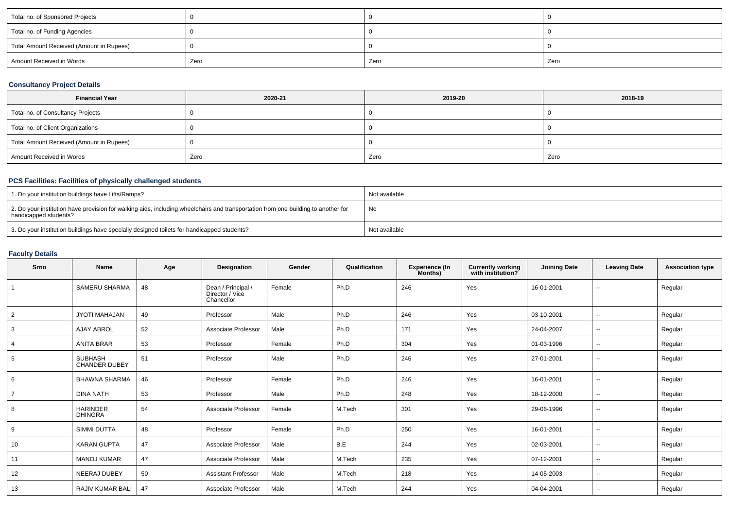| Total no. of Sponsored Projects | 0 | 0 | 0 |
|---|---|---|---|
| Total no. of Funding Agencies | 0 | 0 | 0 |
| Total Amount Received (Amount in Rupees) | 0 | 0 | 0 |
| Amount Received in Words | Zero | Zero | Zero |

### Consultancy Project Details

| Financial Year | 2020-21 | 2019-20 | 2018-19 |
|---|---|---|---|
| Total no. of Consultancy Projects | 0 | 0 | 0 |
| Total no. of Client Organizations | 0 | 0 | 0 |
| Total Amount Received (Amount in Rupees) | 0 | 0 | 0 |
| Amount Received in Words | Zero | Zero | Zero |

### PCS Facilities: Facilities of physically challenged students

| | |
|---|---|
| 1. Do your institution buildings have Lifts/Ramps? | Not available |
| 2. Do your institution have provision for walking aids, including wheelchairs and transportation from one building to another for handicapped students? | No |
| 3. Do your institution buildings have specially designed toilets for handicapped students? | Not available |

### Faculty Details

| Srno | Name | Age | Designation | Gender | Qualification | Experience (In Months) | Currently working with institution? | Joining Date | Leaving Date | Association type |
|---|---|---|---|---|---|---|---|---|---|---|
| 1 | SAMERU SHARMA | 48 | Dean / Principal / Director / Vice Chancellor | Female | Ph.D | 246 | Yes | 16-01-2001 | -- | Regular |
| 2 | JYOTI MAHAJAN | 49 | Professor | Male | Ph.D | 246 | Yes | 03-10-2001 | -- | Regular |
| 3 | AJAY ABROL | 52 | Associate Professor | Male | Ph.D | 171 | Yes | 24-04-2007 | -- | Regular |
| 4 | ANITA BRAR | 53 | Professor | Female | Ph.D | 304 | Yes | 01-03-1996 | -- | Regular |
| 5 | SUBHASH CHANDER DUBEY | 51 | Professor | Male | Ph.D | 246 | Yes | 27-01-2001 | -- | Regular |
| 6 | BHAWNA SHARMA | 46 | Professor | Female | Ph.D | 246 | Yes | 16-01-2001 | -- | Regular |
| 7 | DINA NATH | 53 | Professor | Male | Ph.D | 248 | Yes | 18-12-2000 | -- | Regular |
| 8 | HARINDER DHINGRA | 54 | Associate Professor | Female | M.Tech | 301 | Yes | 29-06-1996 | -- | Regular |
| 9 | SIMMI DUTTA | 48 | Professor | Female | Ph.D | 250 | Yes | 16-01-2001 | -- | Regular |
| 10 | KARAN GUPTA | 47 | Associate Professor | Male | B.E | 244 | Yes | 02-03-2001 | -- | Regular |
| 11 | MANOJ KUMAR | 47 | Associate Professor | Male | M.Tech | 235 | Yes | 07-12-2001 | -- | Regular |
| 12 | NEERAJ DUBEY | 50 | Assistant Professor | Male | M.Tech | 218 | Yes | 14-05-2003 | -- | Regular |
| 13 | RAJIV KUMAR BALI | 47 | Associate Professor | Male | M.Tech | 244 | Yes | 04-04-2001 | -- | Regular |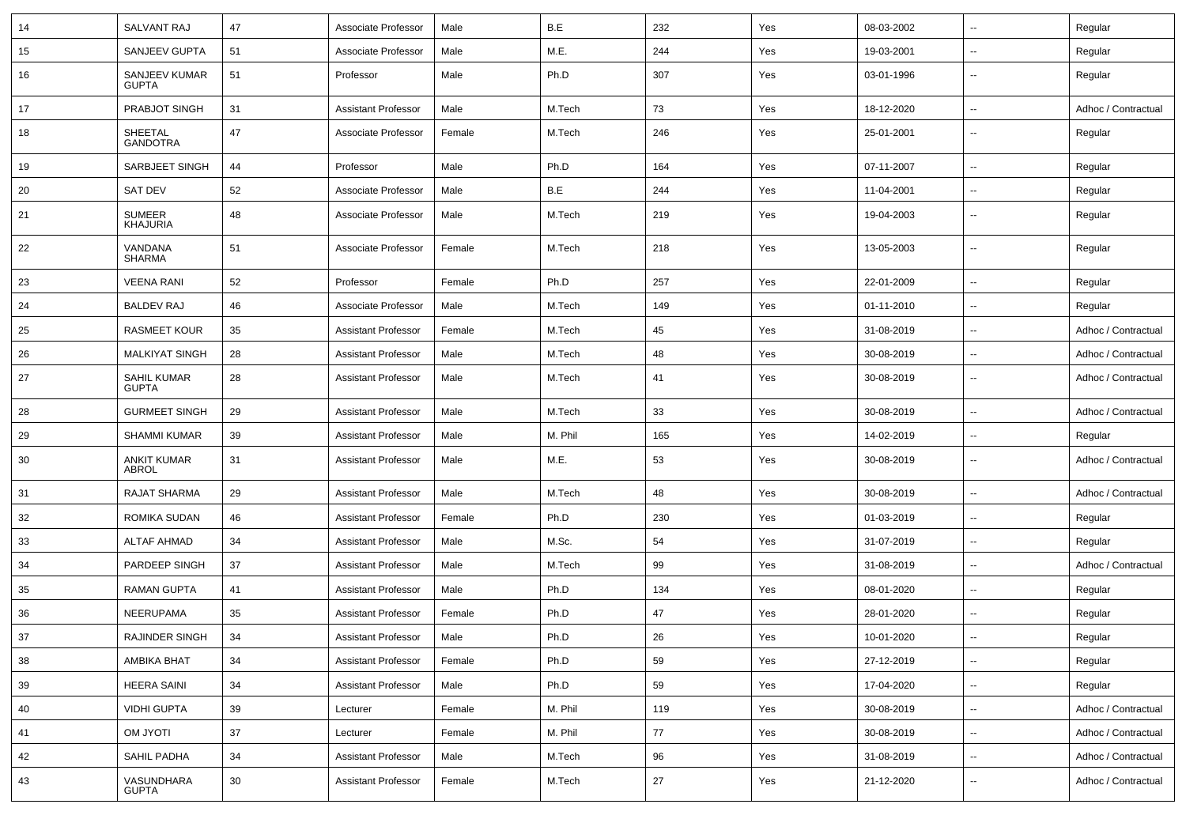| 14 | SALVANT RAJ | 47 | Associate Professor | Male | B.E | 232 | Yes | 08-03-2002 | -- | Regular |
|---|---|---|---|---|---|---|---|---|---|---|
| 15 | SANJEEV GUPTA | 51 | Associate Professor | Male | M.E. | 244 | Yes | 19-03-2001 | -- | Regular |
| 16 | SANJEEV KUMAR GUPTA | 51 | Professor | Male | Ph.D | 307 | Yes | 03-01-1996 | -- | Regular |
| 17 | PRABJOT SINGH | 31 | Assistant Professor | Male | M.Tech | 73 | Yes | 18-12-2020 | -- | Adhoc / Contractual |
| 18 | SHEETAL GANDOTRA | 47 | Associate Professor | Female | M.Tech | 246 | Yes | 25-01-2001 | -- | Regular |
| 19 | SARBJEET SINGH | 44 | Professor | Male | Ph.D | 164 | Yes | 07-11-2007 | -- | Regular |
| 20 | SAT DEV | 52 | Associate Professor | Male | B.E | 244 | Yes | 11-04-2001 | -- | Regular |
| 21 | SUMEER KHAJURIA | 48 | Associate Professor | Male | M.Tech | 219 | Yes | 19-04-2003 | -- | Regular |
| 22 | VANDANA SHARMA | 51 | Associate Professor | Female | M.Tech | 218 | Yes | 13-05-2003 | -- | Regular |
| 23 | VEENA RANI | 52 | Professor | Female | Ph.D | 257 | Yes | 22-01-2009 | -- | Regular |
| 24 | BALDEV RAJ | 46 | Associate Professor | Male | M.Tech | 149 | Yes | 01-11-2010 | -- | Regular |
| 25 | RASMEET KOUR | 35 | Assistant Professor | Female | M.Tech | 45 | Yes | 31-08-2019 | -- | Adhoc / Contractual |
| 26 | MALKIYAT SINGH | 28 | Assistant Professor | Male | M.Tech | 48 | Yes | 30-08-2019 | -- | Adhoc / Contractual |
| 27 | SAHIL KUMAR GUPTA | 28 | Assistant Professor | Male | M.Tech | 41 | Yes | 30-08-2019 | -- | Adhoc / Contractual |
| 28 | GURMEET SINGH | 29 | Assistant Professor | Male | M.Tech | 33 | Yes | 30-08-2019 | -- | Adhoc / Contractual |
| 29 | SHAMMI KUMAR | 39 | Assistant Professor | Male | M. Phil | 165 | Yes | 14-02-2019 | -- | Regular |
| 30 | ANKIT KUMAR ABROL | 31 | Assistant Professor | Male | M.E. | 53 | Yes | 30-08-2019 | -- | Adhoc / Contractual |
| 31 | RAJAT SHARMA | 29 | Assistant Professor | Male | M.Tech | 48 | Yes | 30-08-2019 | -- | Adhoc / Contractual |
| 32 | ROMIKA SUDAN | 46 | Assistant Professor | Female | Ph.D | 230 | Yes | 01-03-2019 | -- | Regular |
| 33 | ALTAF AHMAD | 34 | Assistant Professor | Male | M.Sc. | 54 | Yes | 31-07-2019 | -- | Regular |
| 34 | PARDEEP SINGH | 37 | Assistant Professor | Male | M.Tech | 99 | Yes | 31-08-2019 | -- | Adhoc / Contractual |
| 35 | RAMAN GUPTA | 41 | Assistant Professor | Male | Ph.D | 134 | Yes | 08-01-2020 | -- | Regular |
| 36 | NEERUPAMA | 35 | Assistant Professor | Female | Ph.D | 47 | Yes | 28-01-2020 | -- | Regular |
| 37 | RAJINDER SINGH | 34 | Assistant Professor | Male | Ph.D | 26 | Yes | 10-01-2020 | -- | Regular |
| 38 | AMBIKA BHAT | 34 | Assistant Professor | Female | Ph.D | 59 | Yes | 27-12-2019 | -- | Regular |
| 39 | HEERA SAINI | 34 | Assistant Professor | Male | Ph.D | 59 | Yes | 17-04-2020 | -- | Regular |
| 40 | VIDHI GUPTA | 39 | Lecturer | Female | M. Phil | 119 | Yes | 30-08-2019 | -- | Adhoc / Contractual |
| 41 | OM JYOTI | 37 | Lecturer | Female | M. Phil | 77 | Yes | 30-08-2019 | -- | Adhoc / Contractual |
| 42 | SAHIL PADHA | 34 | Assistant Professor | Male | M.Tech | 96 | Yes | 31-08-2019 | -- | Adhoc / Contractual |
| 43 | VASUNDHARA GUPTA | 30 | Assistant Professor | Female | M.Tech | 27 | Yes | 21-12-2020 | -- | Adhoc / Contractual |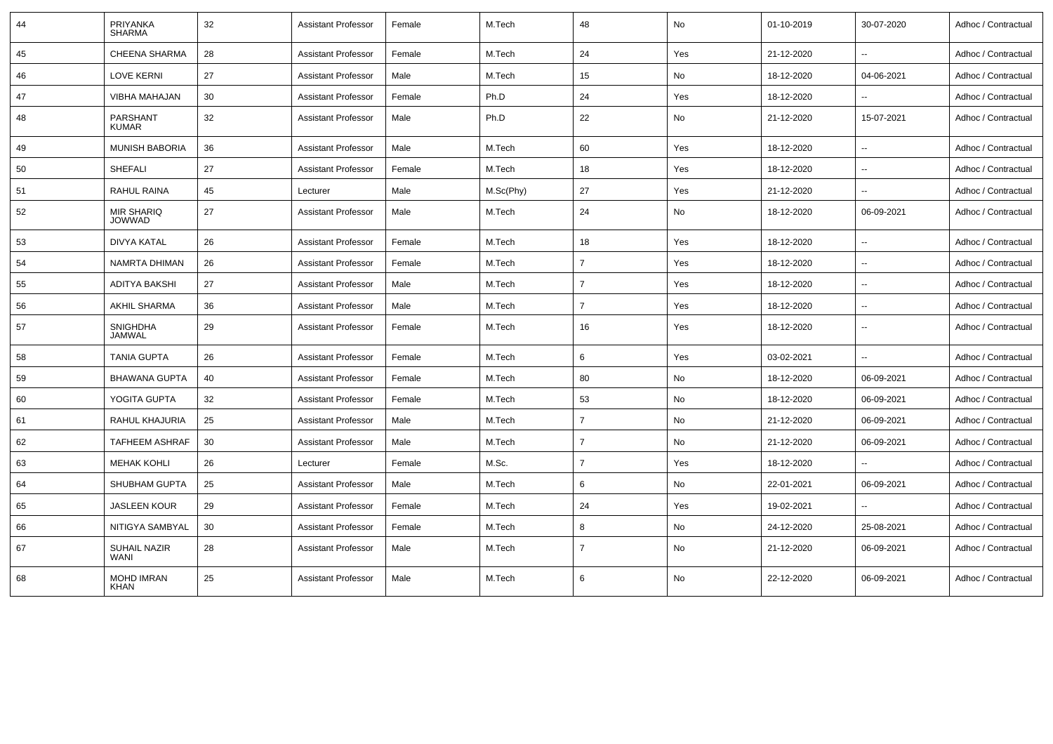| | | | | | | | | | | |
|---|---|---|---|---|---|---|---|---|---|---|
| 44 | PRIYANKA SHARMA | 32 | Assistant Professor | Female | M.Tech | 48 | No | 01-10-2019 | 30-07-2020 | Adhoc / Contractual |
| 45 | CHEENA SHARMA | 28 | Assistant Professor | Female | M.Tech | 24 | Yes | 21-12-2020 | -- | Adhoc / Contractual |
| 46 | LOVE KERNI | 27 | Assistant Professor | Male | M.Tech | 15 | No | 18-12-2020 | 04-06-2021 | Adhoc / Contractual |
| 47 | VIBHA MAHAJAN | 30 | Assistant Professor | Female | Ph.D | 24 | Yes | 18-12-2020 | -- | Adhoc / Contractual |
| 48 | PARSHANT KUMAR | 32 | Assistant Professor | Male | Ph.D | 22 | No | 21-12-2020 | 15-07-2021 | Adhoc / Contractual |
| 49 | MUNISH BABORIA | 36 | Assistant Professor | Male | M.Tech | 60 | Yes | 18-12-2020 | -- | Adhoc / Contractual |
| 50 | SHEFALI | 27 | Assistant Professor | Female | M.Tech | 18 | Yes | 18-12-2020 | -- | Adhoc / Contractual |
| 51 | RAHUL RAINA | 45 | Lecturer | Male | M.Sc(Phy) | 27 | Yes | 21-12-2020 | -- | Adhoc / Contractual |
| 52 | MIR SHARIQ JOWWAD | 27 | Assistant Professor | Male | M.Tech | 24 | No | 18-12-2020 | 06-09-2021 | Adhoc / Contractual |
| 53 | DIVYA KATAL | 26 | Assistant Professor | Female | M.Tech | 18 | Yes | 18-12-2020 | -- | Adhoc / Contractual |
| 54 | NAMRTA DHIMAN | 26 | Assistant Professor | Female | M.Tech | 7 | Yes | 18-12-2020 | -- | Adhoc / Contractual |
| 55 | ADITYA BAKSHI | 27 | Assistant Professor | Male | M.Tech | 7 | Yes | 18-12-2020 | -- | Adhoc / Contractual |
| 56 | AKHIL SHARMA | 36 | Assistant Professor | Male | M.Tech | 7 | Yes | 18-12-2020 | -- | Adhoc / Contractual |
| 57 | SNIGHDHA JAMWAL | 29 | Assistant Professor | Female | M.Tech | 16 | Yes | 18-12-2020 | -- | Adhoc / Contractual |
| 58 | TANIA GUPTA | 26 | Assistant Professor | Female | M.Tech | 6 | Yes | 03-02-2021 | -- | Adhoc / Contractual |
| 59 | BHAWANA GUPTA | 40 | Assistant Professor | Female | M.Tech | 80 | No | 18-12-2020 | 06-09-2021 | Adhoc / Contractual |
| 60 | YOGITA GUPTA | 32 | Assistant Professor | Female | M.Tech | 53 | No | 18-12-2020 | 06-09-2021 | Adhoc / Contractual |
| 61 | RAHUL KHAJURIA | 25 | Assistant Professor | Male | M.Tech | 7 | No | 21-12-2020 | 06-09-2021 | Adhoc / Contractual |
| 62 | TAFHEEM ASHRAF | 30 | Assistant Professor | Male | M.Tech | 7 | No | 21-12-2020 | 06-09-2021 | Adhoc / Contractual |
| 63 | MEHAK KOHLI | 26 | Lecturer | Female | M.Sc. | 7 | Yes | 18-12-2020 | -- | Adhoc / Contractual |
| 64 | SHUBHAM GUPTA | 25 | Assistant Professor | Male | M.Tech | 6 | No | 22-01-2021 | 06-09-2021 | Adhoc / Contractual |
| 65 | JASLEEN KOUR | 29 | Assistant Professor | Female | M.Tech | 24 | Yes | 19-02-2021 | -- | Adhoc / Contractual |
| 66 | NITIGYA SAMBYAL | 30 | Assistant Professor | Female | M.Tech | 8 | No | 24-12-2020 | 25-08-2021 | Adhoc / Contractual |
| 67 | SUHAIL NAZIR WANI | 28 | Assistant Professor | Male | M.Tech | 7 | No | 21-12-2020 | 06-09-2021 | Adhoc / Contractual |
| 68 | MOHD IMRAN KHAN | 25 | Assistant Professor | Male | M.Tech | 6 | No | 22-12-2020 | 06-09-2021 | Adhoc / Contractual |